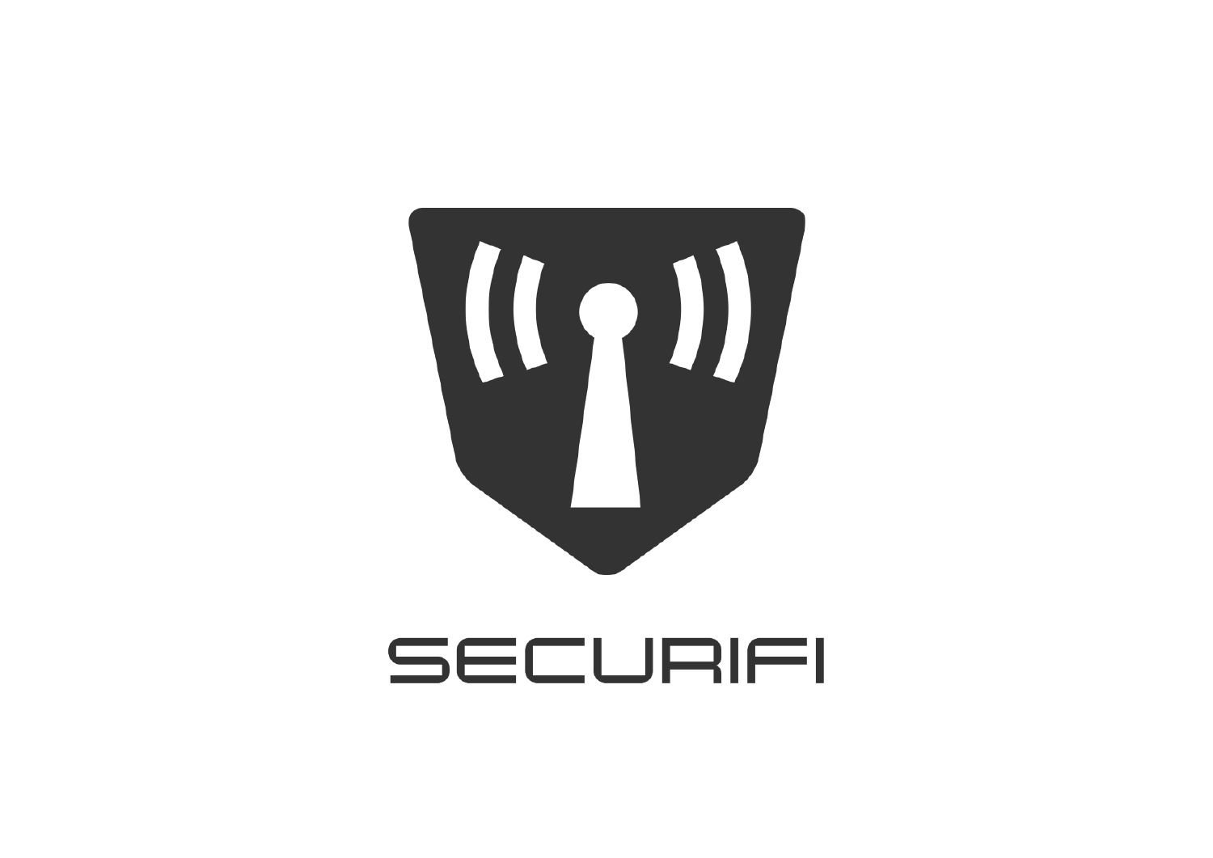SECURIFI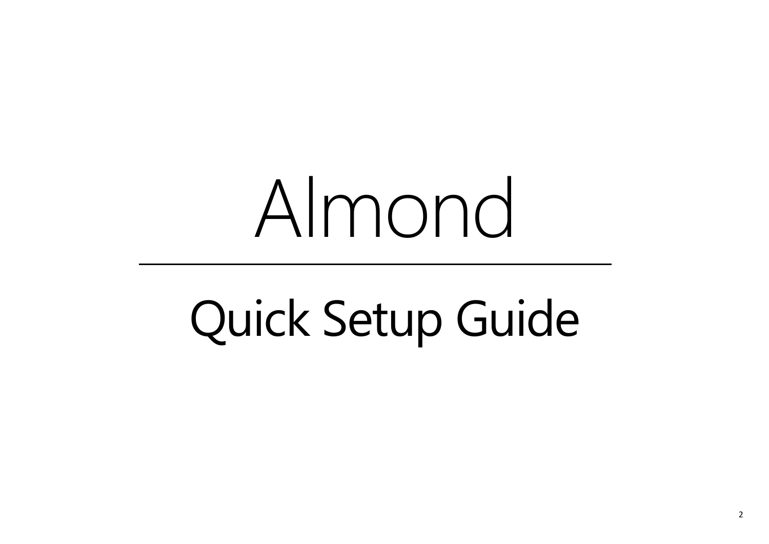# Almond

## Quick Setup Guide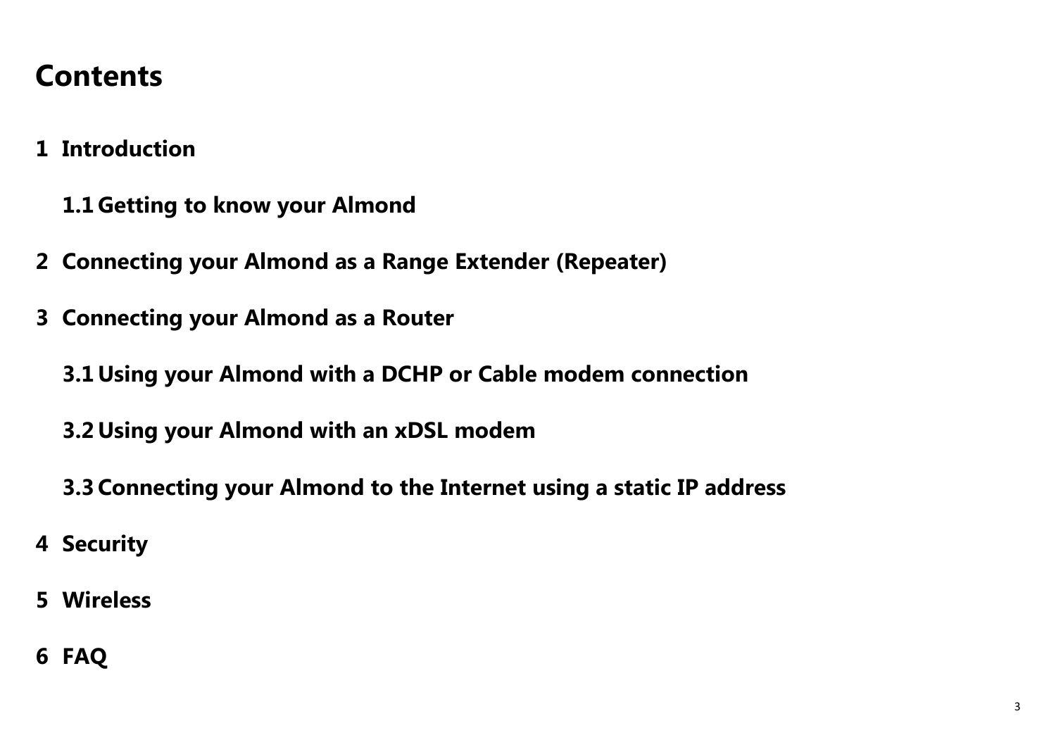# Contents

1 Introduction

  1.1 Getting to know your Almond

2 Connecting your Almond as a Range Extender (Repeater)

3 Connecting your Almond as a Router

  3.1 Using your Almond with a DCHP or Cable modem connection

  3.2 Using your Almond with an xDSL modem

  3.3 Connecting your Almond to the Internet using a static IP address

4 Security

5 Wireless

6 FAQ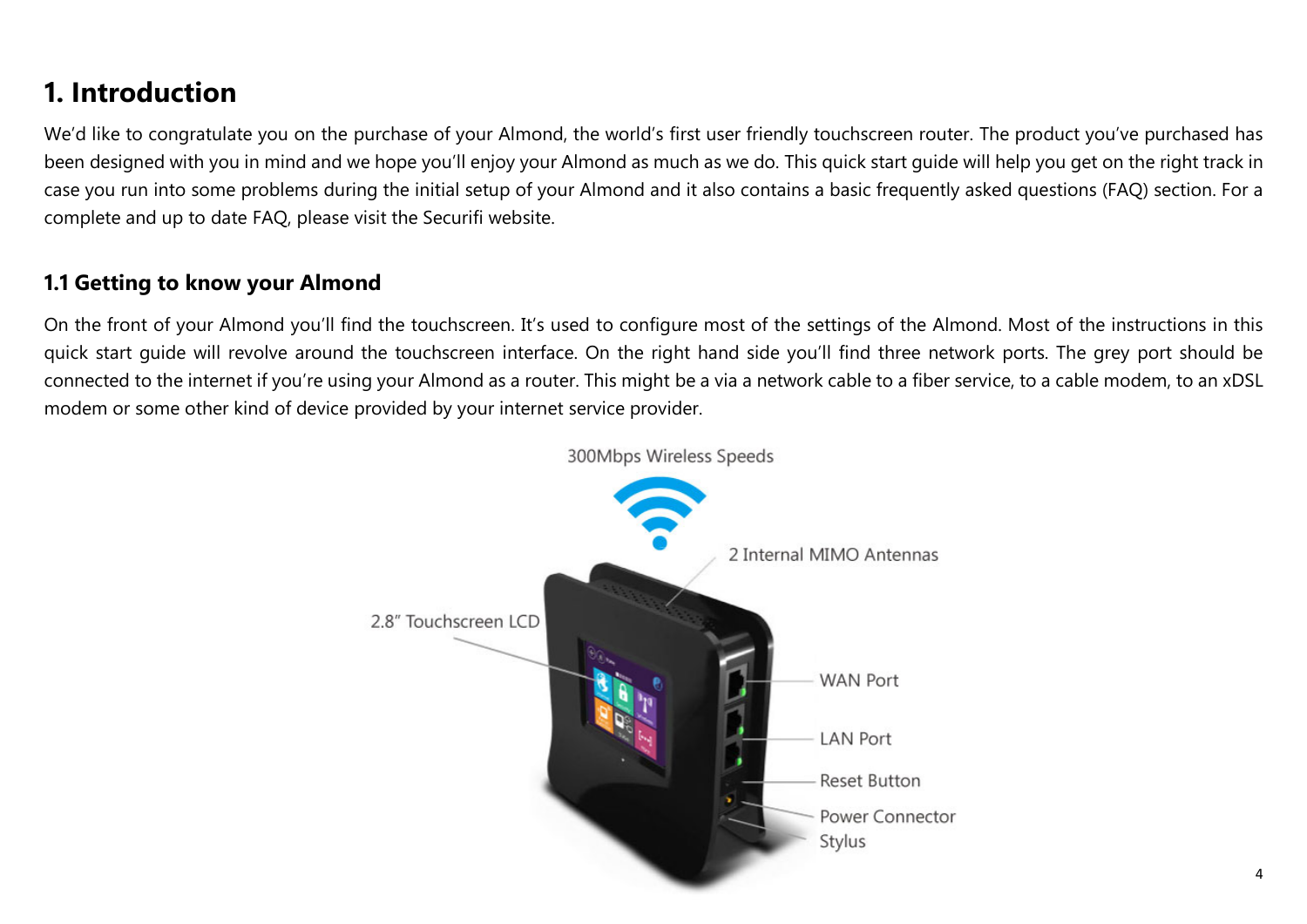# 1. Introduction

We'd like to congratulate you on the purchase of your Almond, the world's first user friendly touchscreen router. The product you've purchased has been designed with you in mind and we hope you'll enjoy your Almond as much as we do. This quick start guide will help you get on the right track in case you run into some problems during the initial setup of your Almond and it also contains a basic frequently asked questions (FAQ) section. For a complete and up to date FAQ, please visit the Securifi website.

## 1.1 Getting to know your Almond

On the front of your Almond you'll find the touchscreen. It's used to configure most of the settings of the Almond. Most of the instructions in this quick start guide will revolve around the touchscreen interface. On the right hand side you'll find three network ports. The grey port should be connected to the internet if you're using your Almond as a router. This might be a via a network cable to a fiber service, to a cable modem, to an xDSL modem or some other kind of device provided by your internet service provider.

300Mbps Wireless Speeds

2 Internal MIMO Antennas

2.8" Touchscreen LCD

WAN Port

LAN Port

Reset Button

Power Connector

Stylus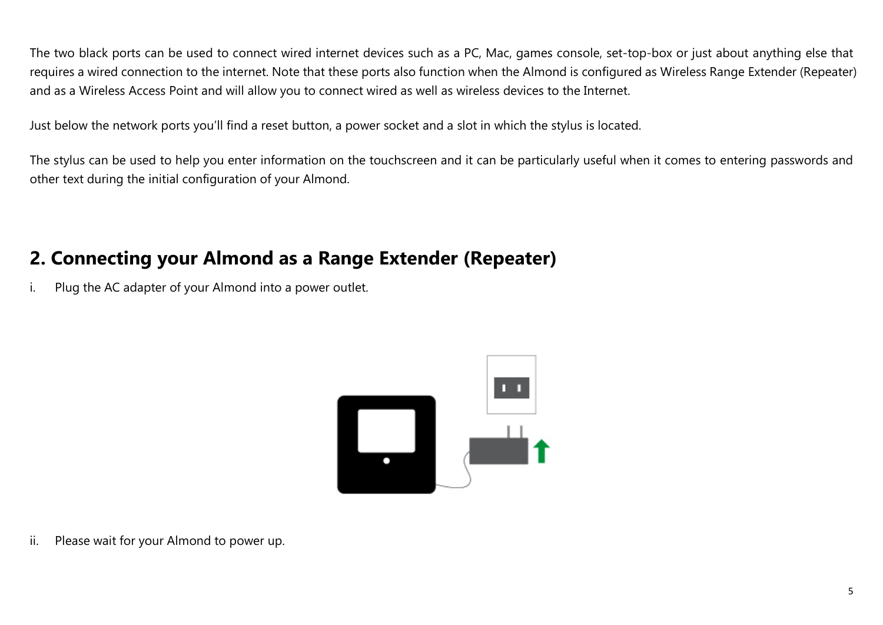The two black ports can be used to connect wired internet devices such as a PC, Mac, games console, set-top-box or just about anything else that requires a wired connection to the internet. Note that these ports also function when the Almond is configured as Wireless Range Extender (Repeater) and as a Wireless Access Point and will allow you to connect wired as well as wireless devices to the Internet.

Just below the network ports you'll find a reset button, a power socket and a slot in which the stylus is located.

The stylus can be used to help you enter information on the touchscreen and it can be particularly useful when it comes to entering passwords and other text during the initial configuration of your Almond.

## 2. Connecting your Almond as a Range Extender (Repeater)

i. Plug the AC adapter of your Almond into a power outlet.

ii. Please wait for your Almond to power up.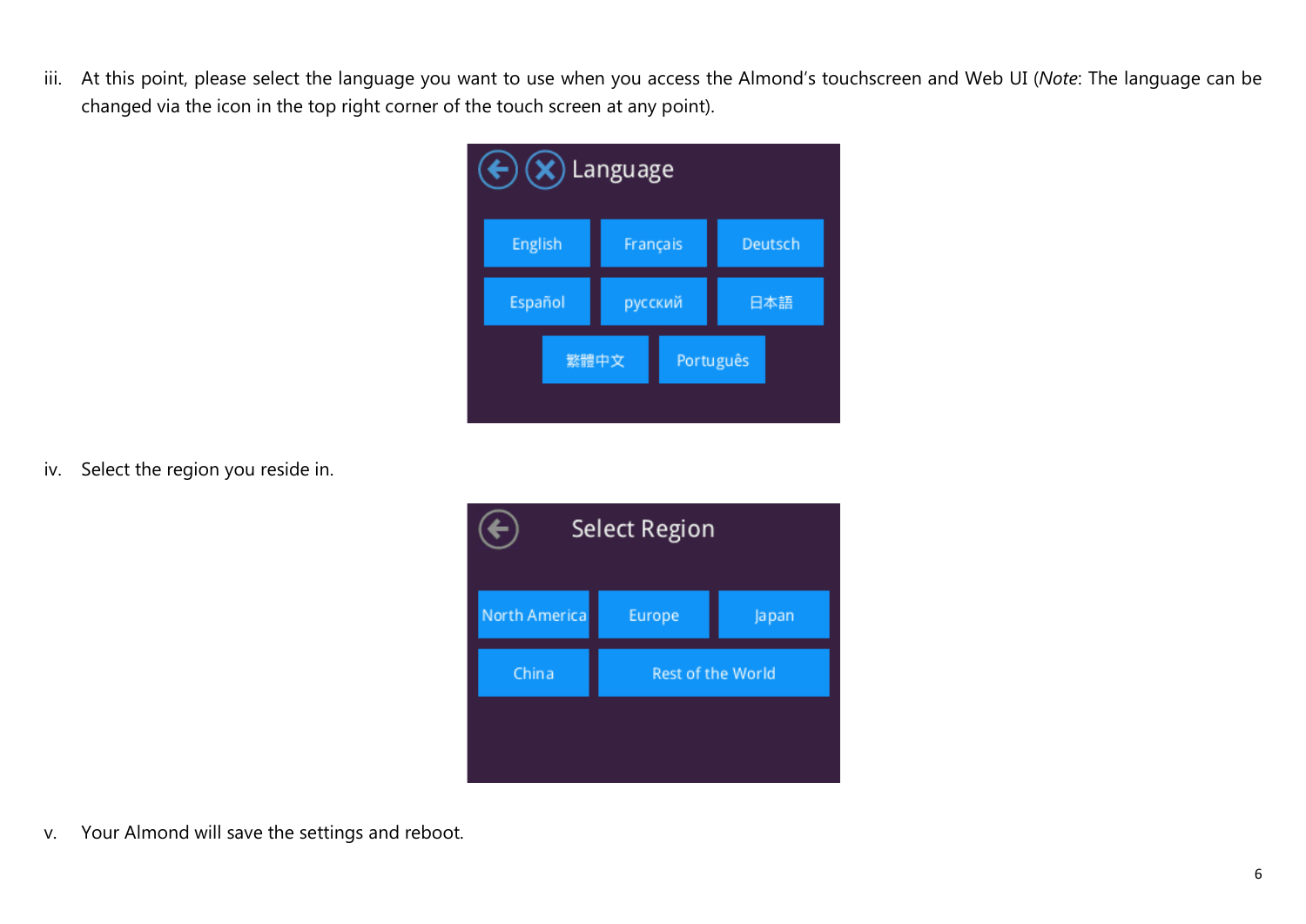iii. At this point, please select the language you want to use when you access the Almond's touchscreen and Web UI (*Note*: The language can be changed via the icon in the top right corner of the touch screen at any point).

iv. Select the region you reside in.

v. Your Almond will save the settings and reboot.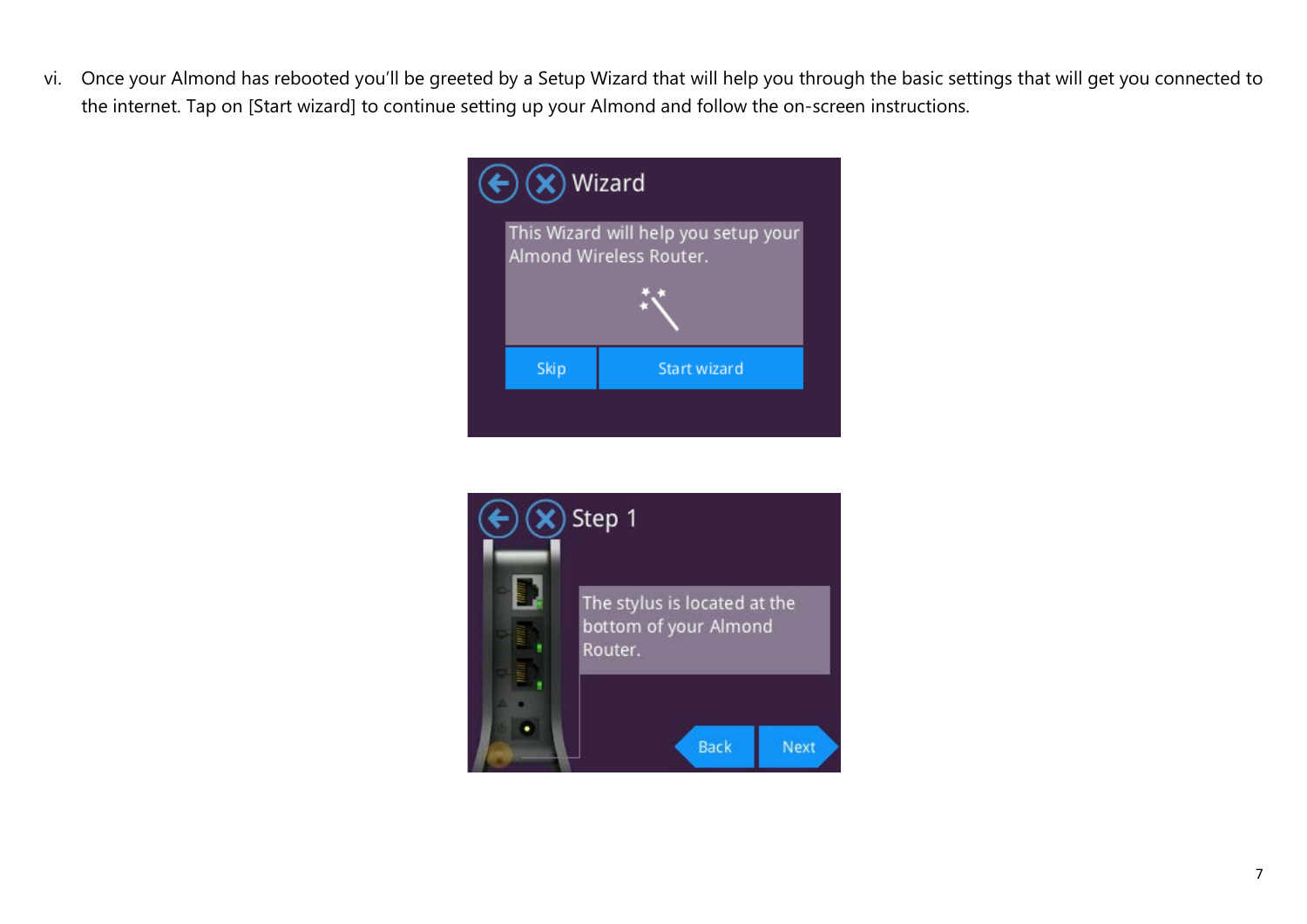vi. Once your Almond has rebooted you'll be greeted by a Setup Wizard that will help you through the basic settings that will get you connected to the internet. Tap on [Start wizard] to continue setting up your Almond and follow the on-screen instructions.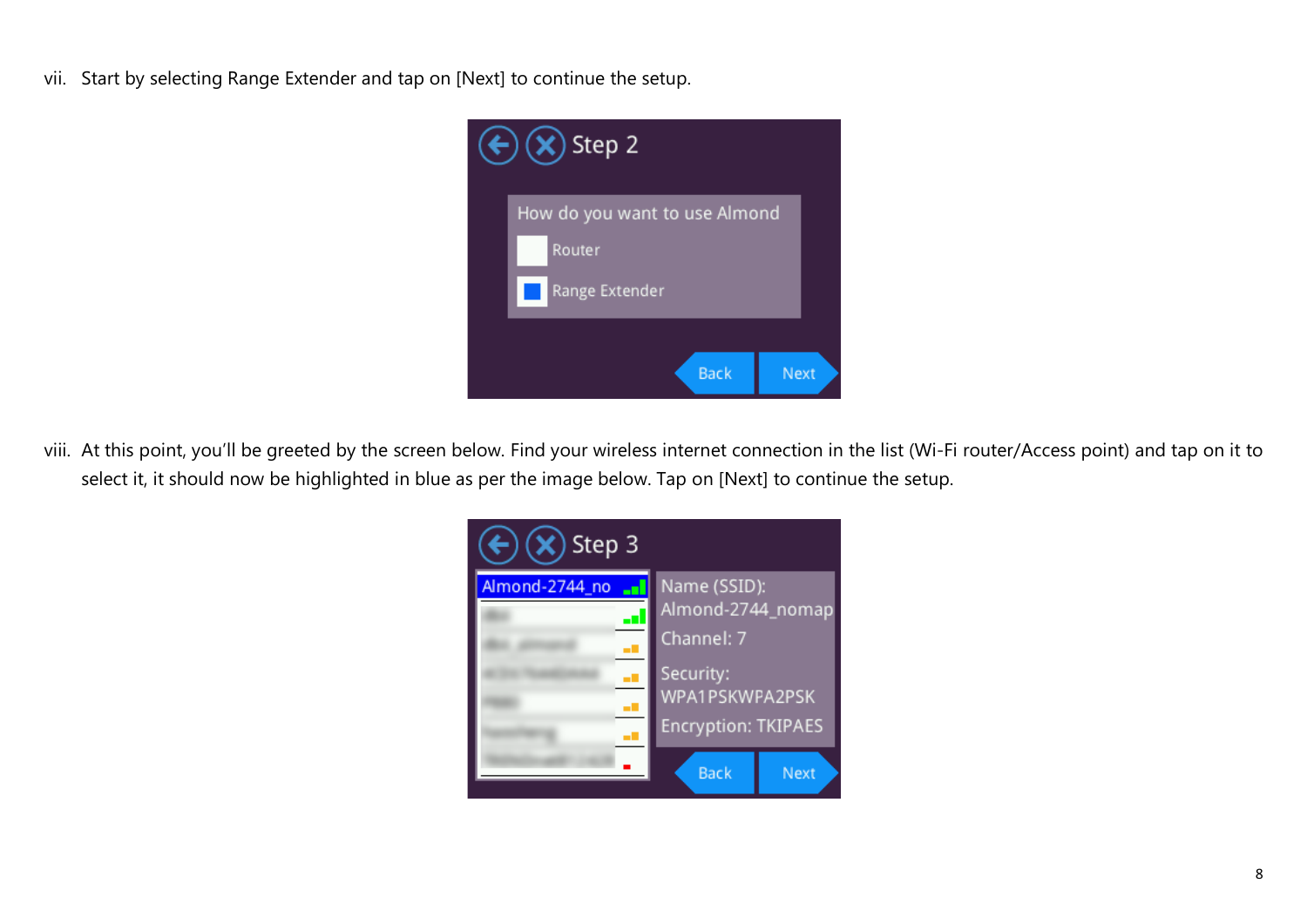vii. Start by selecting Range Extender and tap on [Next] to continue the setup.

viii. At this point, you'll be greeted by the screen below. Find your wireless internet connection in the list (Wi-Fi router/Access point) and tap on it to select it, it should now be highlighted in blue as per the image below. Tap on [Next] to continue the setup.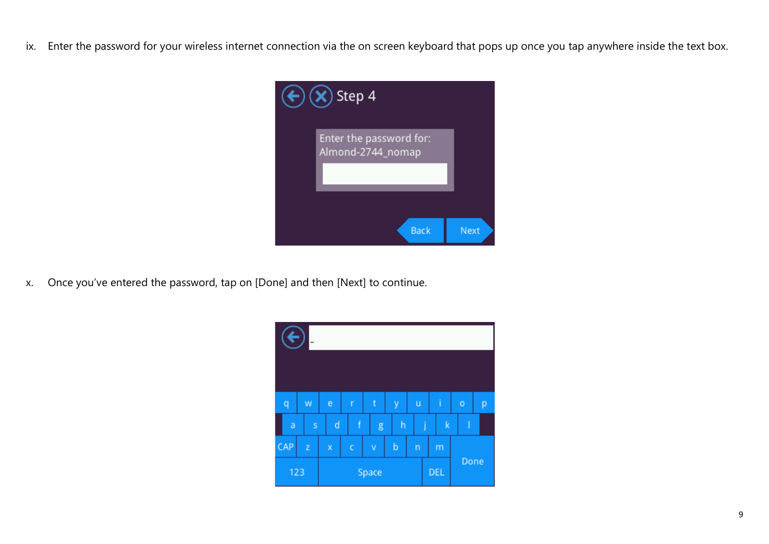ix. Enter the password for your wireless internet connection via the on screen keyboard that pops up once you tap anywhere inside the text box.

x. Once you've entered the password, tap on [Done] and then [Next] to continue.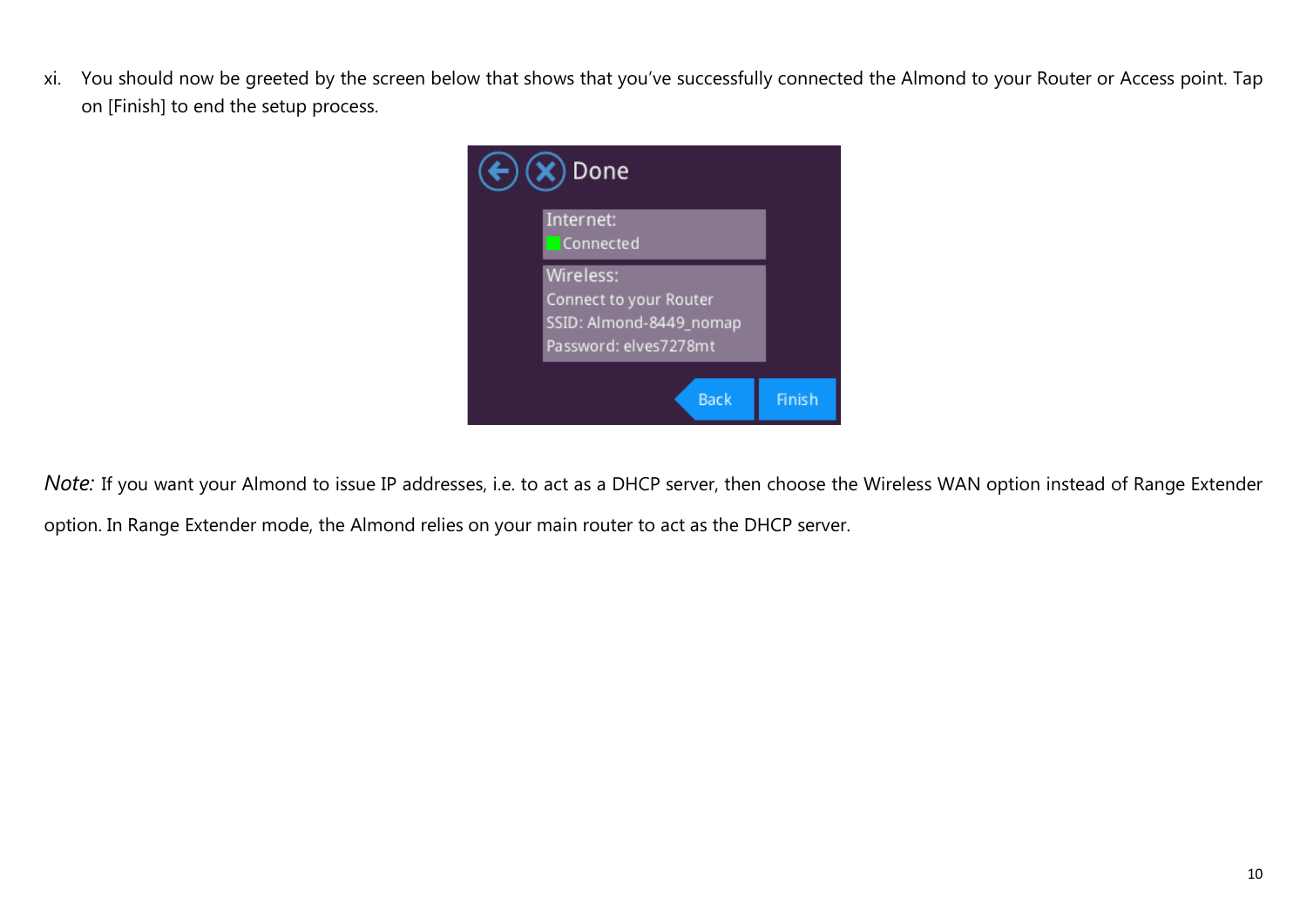xi. You should now be greeted by the screen below that shows that you've successfully connected the Almond to your Router or Access point. Tap on [Finish] to end the setup process.

Done

Internet:
Connected

Wireless:
Connect to your Router
SSID: Almond-8449_nomap
Password: elves7278mt

Back Finish

*Note:* If you want your Almond to issue IP addresses, i.e. to act as a DHCP server, then choose the Wireless WAN option instead of Range Extender option. In Range Extender mode, the Almond relies on your main router to act as the DHCP server.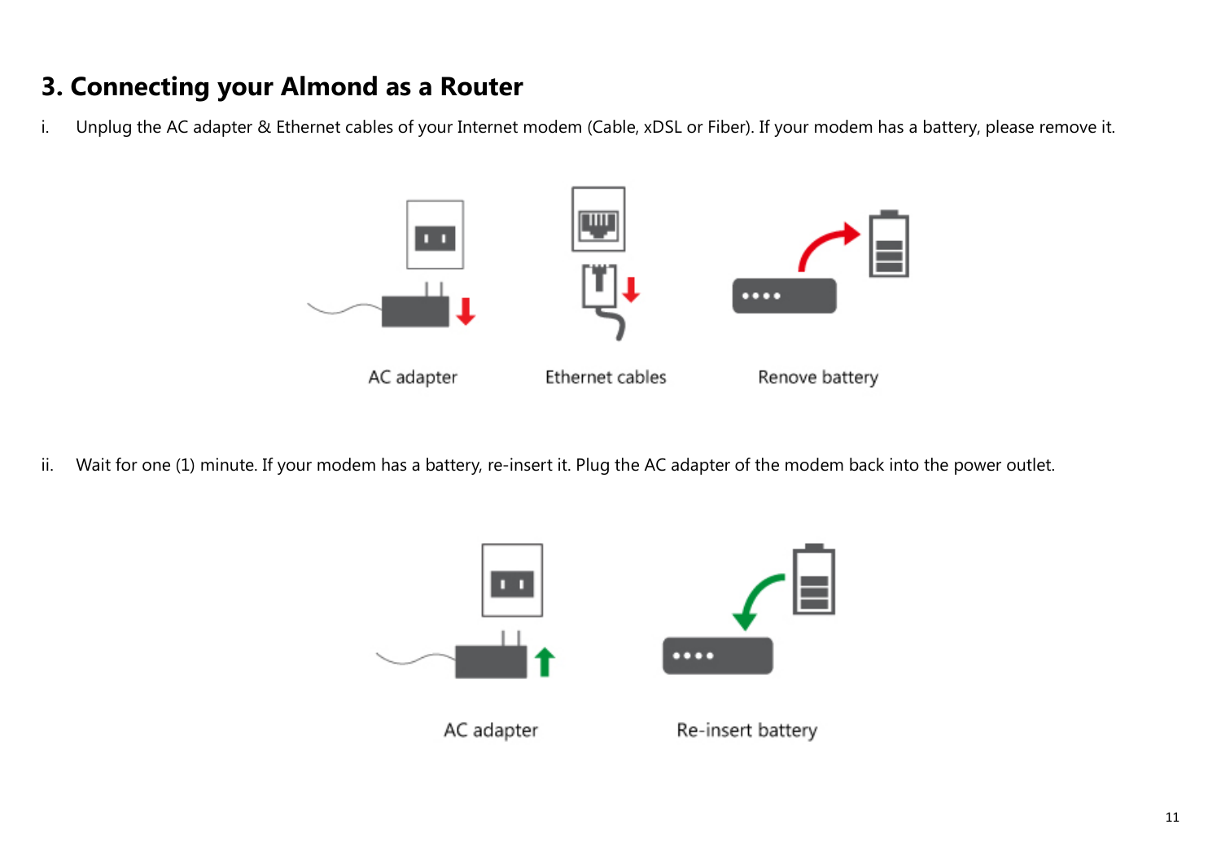# 3. Connecting your Almond as a Router

i. Unplug the AC adapter & Ethernet cables of your Internet modem (Cable, xDSL or Fiber). If your modem has a battery, please remove it.

AC adapter Ethernet cables Renove battery

ii. Wait for one (1) minute. If your modem has a battery, re-insert it. Plug the AC adapter of the modem back into the power outlet.

AC adapter Re-insert battery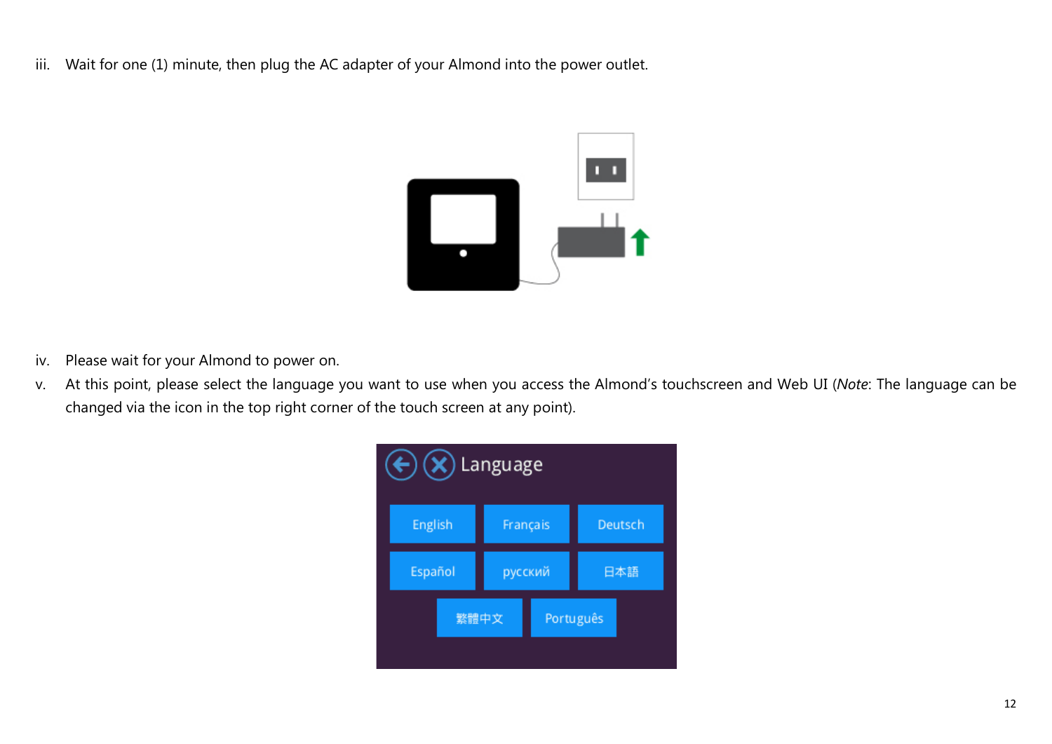iii. Wait for one (1) minute, then plug the AC adapter of your Almond into the power outlet.

iv. Please wait for your Almond to power on.

v. At this point, please select the language you want to use when you access the Almond's touchscreen and Web UI (*Note*: The language can be changed via the icon in the top right corner of the touch screen at any point).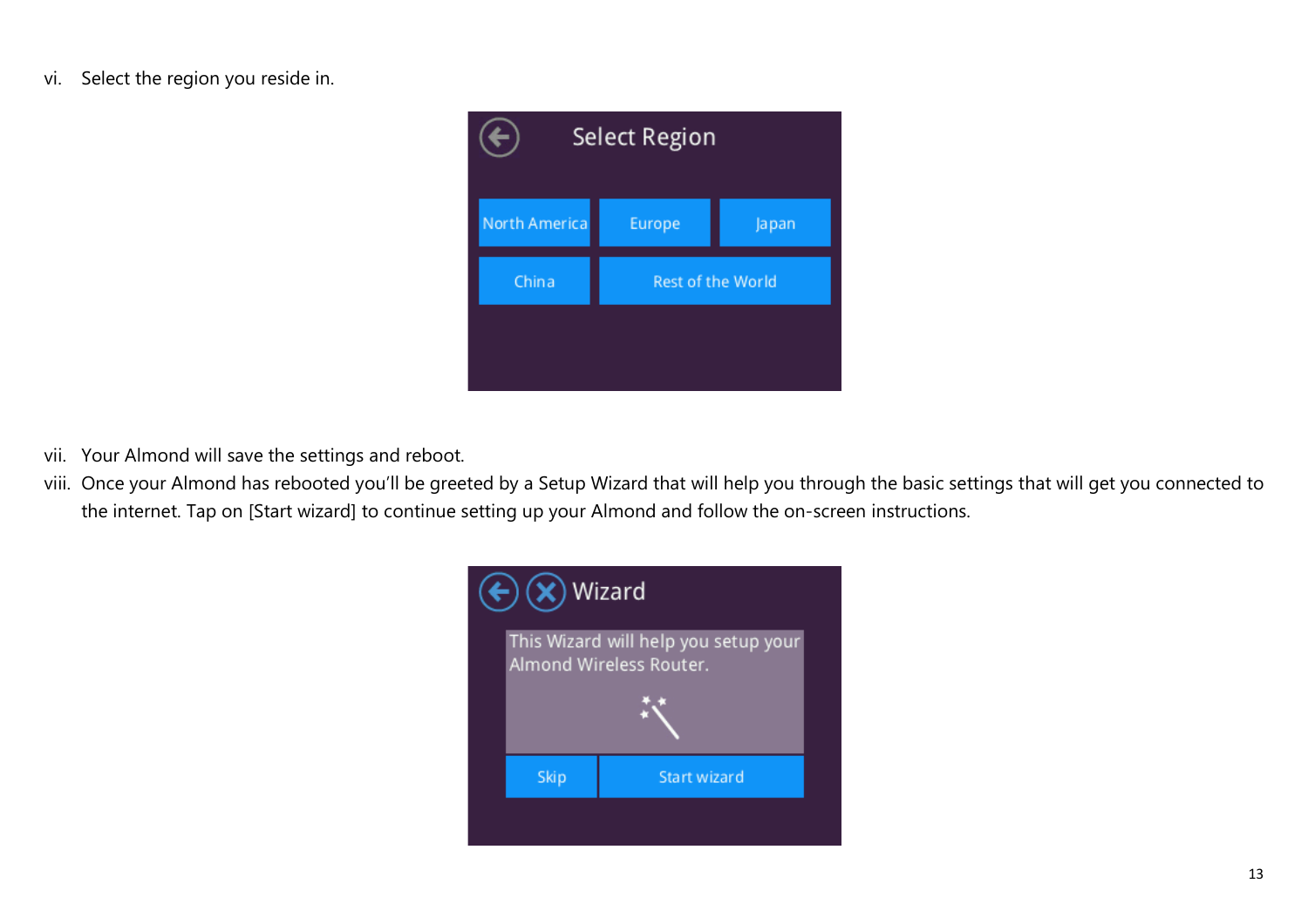vi. Select the region you reside in.

vii. Your Almond will save the settings and reboot.

viii. Once your Almond has rebooted you'll be greeted by a Setup Wizard that will help you through the basic settings that will get you connected to the internet. Tap on [Start wizard] to continue setting up your Almond and follow the on-screen instructions.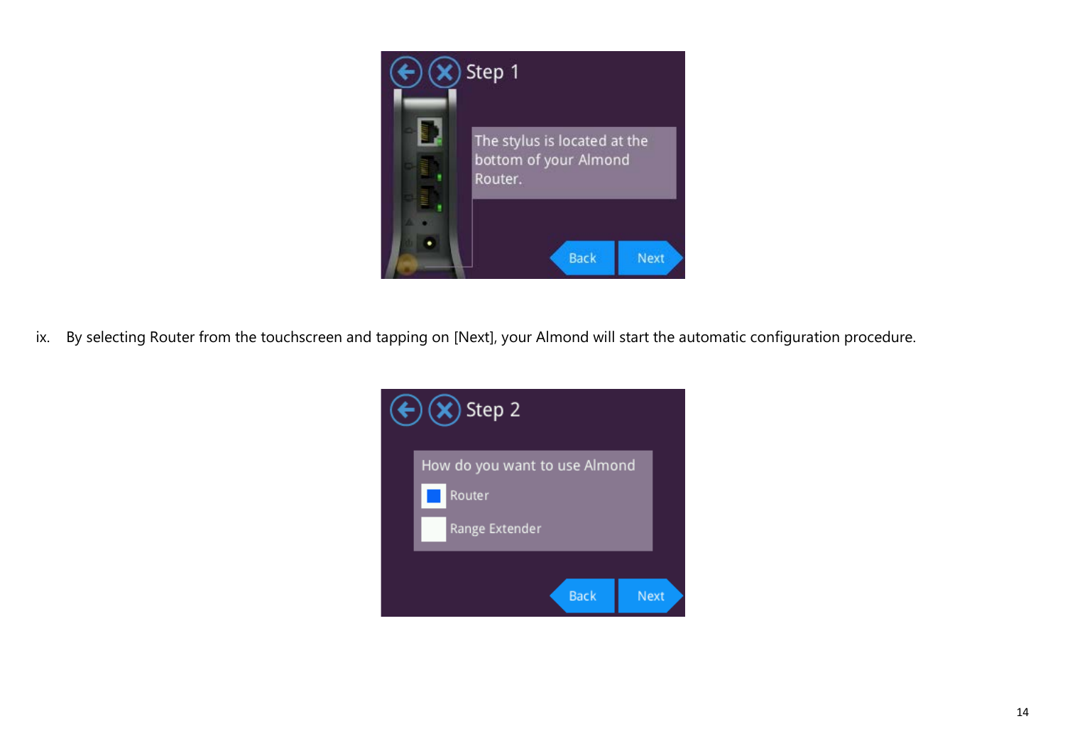ix. By selecting Router from the touchscreen and tapping on [Next], your Almond will start the automatic configuration procedure.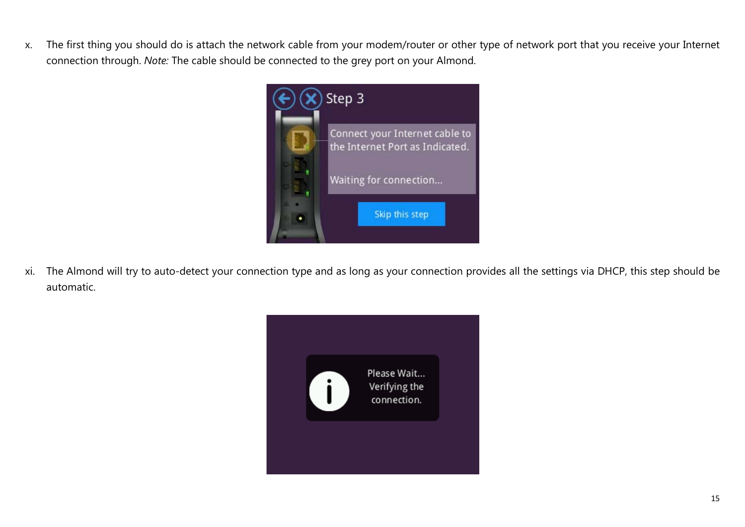x. The first thing you should do is attach the network cable from your modem/router or other type of network port that you receive your Internet connection through. *Note:* The cable should be connected to the grey port on your Almond.

xi. The Almond will try to auto-detect your connection type and as long as your connection provides all the settings via DHCP, this step should be automatic.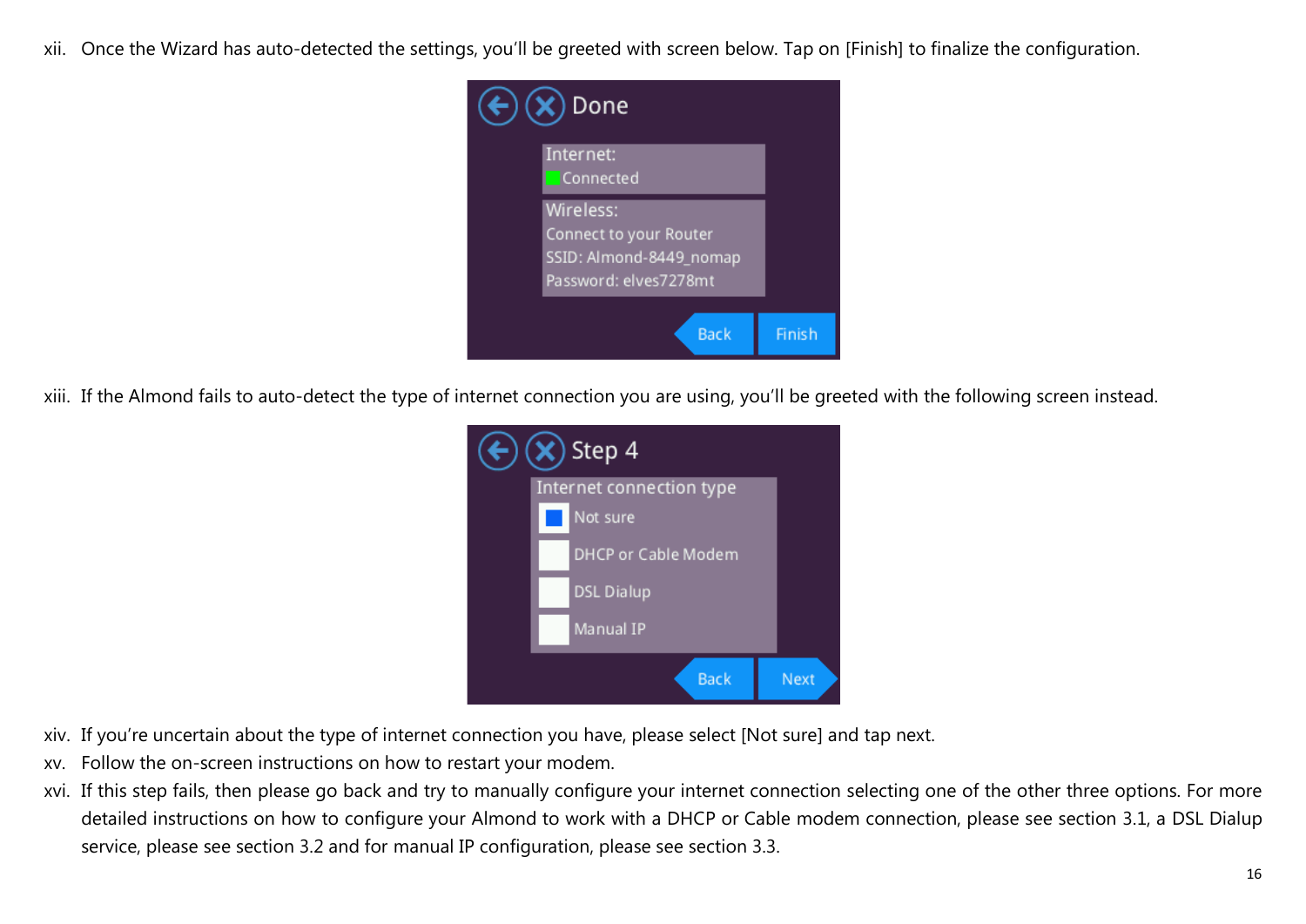xii. Once the Wizard has auto-detected the settings, you'll be greeted with screen below. Tap on [Finish] to finalize the configuration.

xiii. If the Almond fails to auto-detect the type of internet connection you are using, you'll be greeted with the following screen instead.

xiv. If you're uncertain about the type of internet connection you have, please select [Not sure] and tap next.

xv. Follow the on-screen instructions on how to restart your modem.

xvi. If this step fails, then please go back and try to manually configure your internet connection selecting one of the other three options. For more detailed instructions on how to configure your Almond to work with a DHCP or Cable modem connection, please see section 3.1, a DSL Dialup service, please see section 3.2 and for manual IP configuration, please see section 3.3.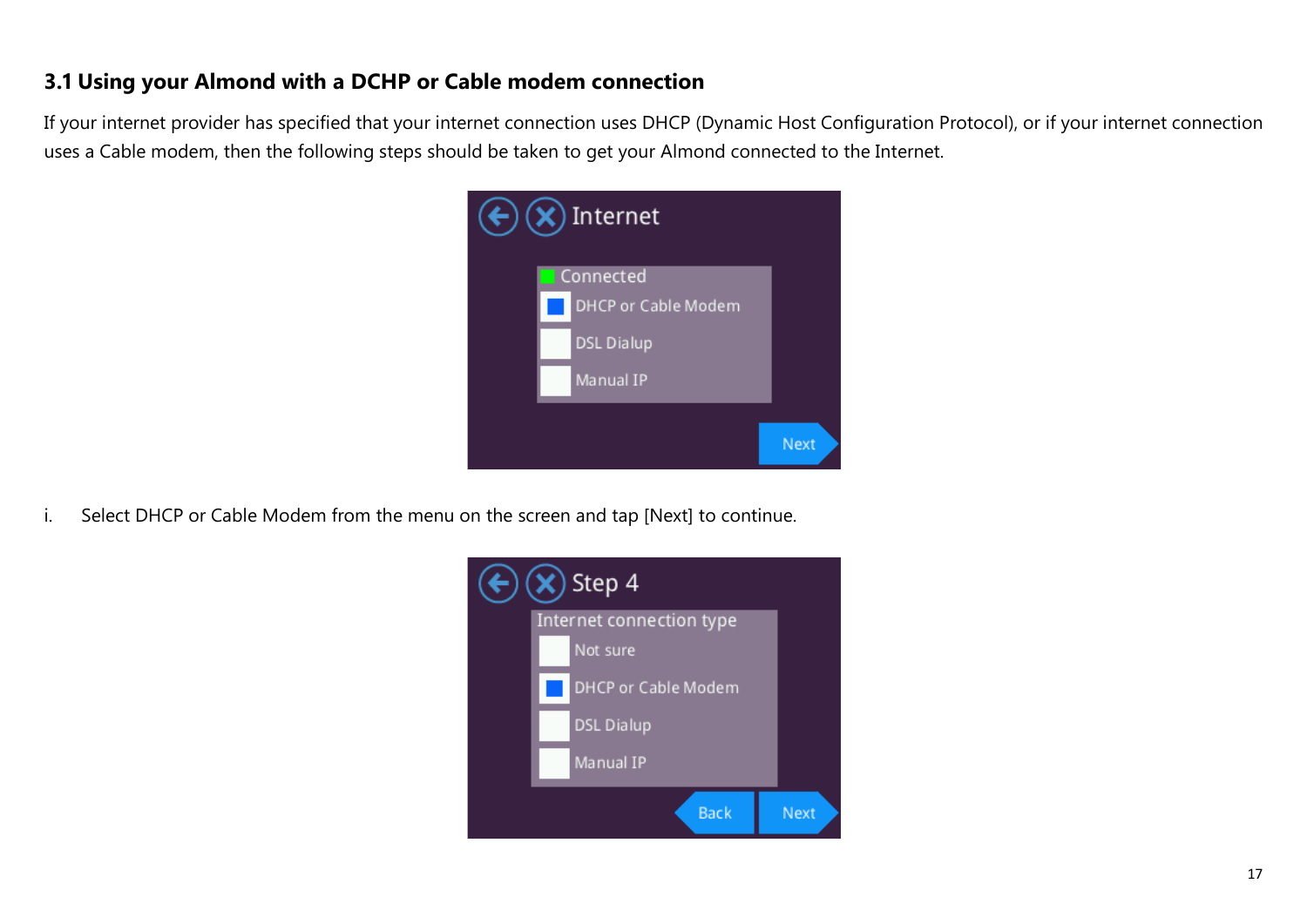### 3.1 Using your Almond with a DCHP or Cable modem connection

If your internet provider has specified that your internet connection uses DHCP (Dynamic Host Configuration Protocol), or if your internet connection uses a Cable modem, then the following steps should be taken to get your Almond connected to the Internet.

i. Select DHCP or Cable Modem from the menu on the screen and tap [Next] to continue.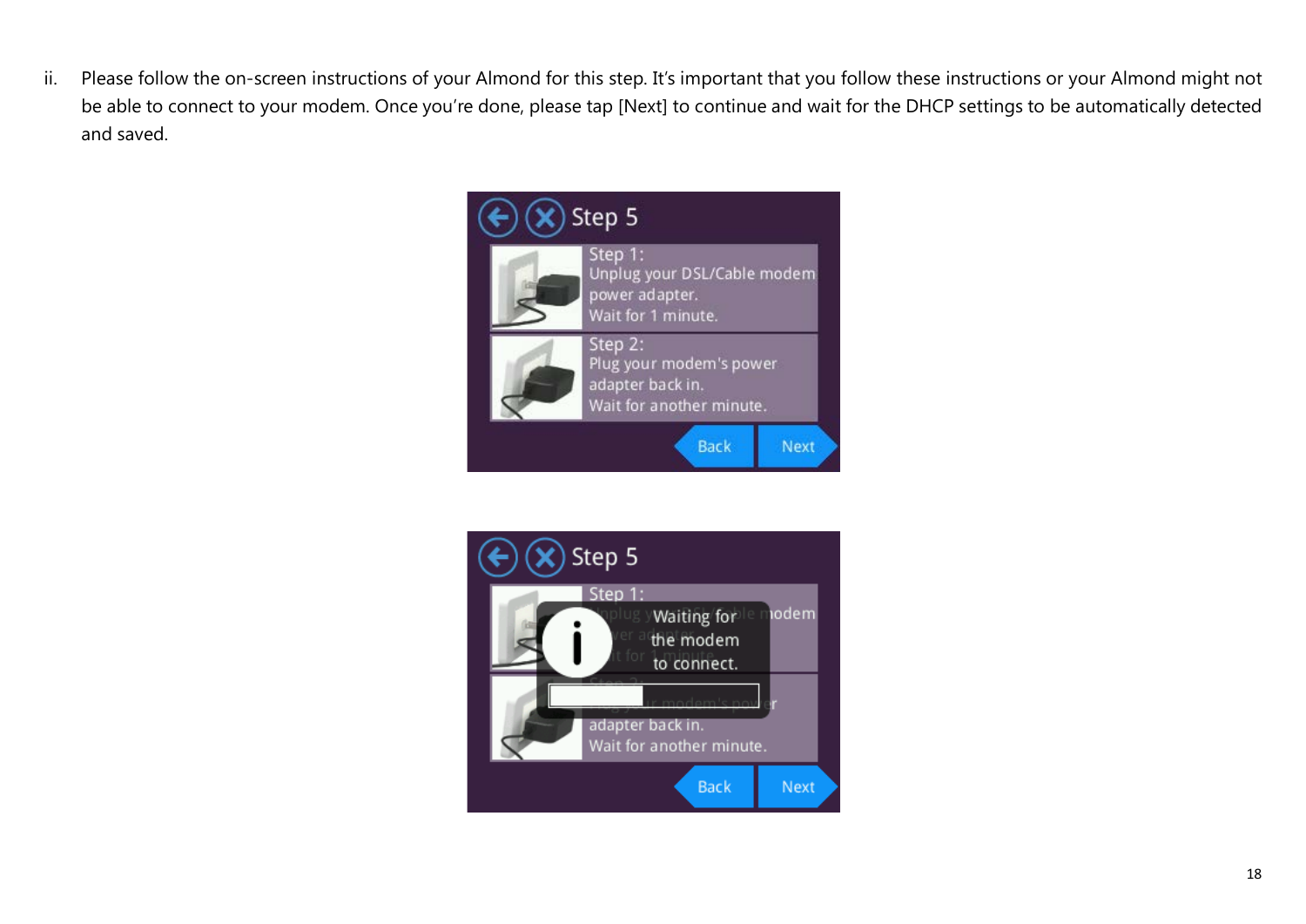ii. Please follow the on-screen instructions of your Almond for this step. It's important that you follow these instructions or your Almond might not be able to connect to your modem. Once you're done, please tap [Next] to continue and wait for the DHCP settings to be automatically detected and saved.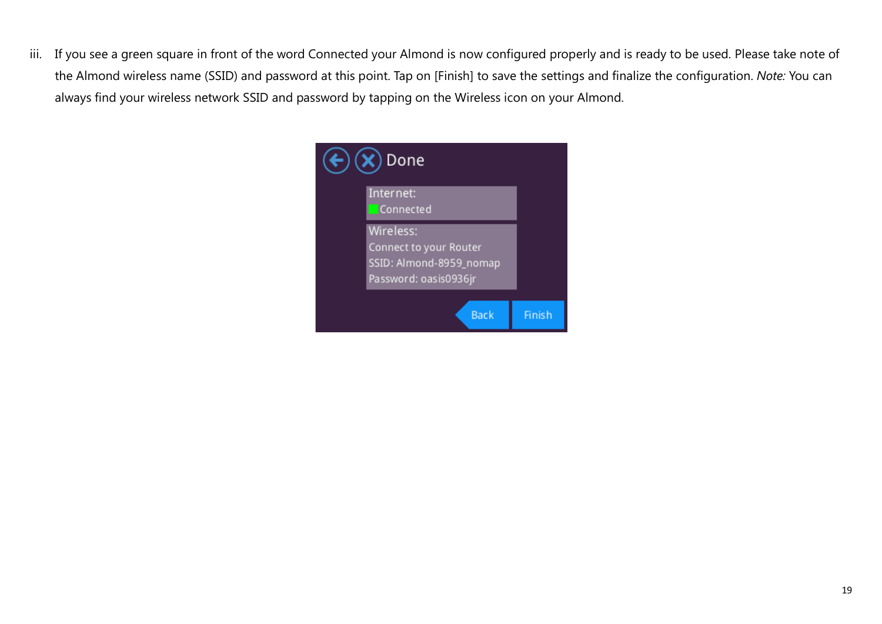iii. If you see a green square in front of the word Connected your Almond is now configured properly and is ready to be used. Please take note of the Almond wireless name (SSID) and password at this point. Tap on [Finish] to save the settings and finalize the configuration. *Note:* You can always find your wireless network SSID and password by tapping on the Wireless icon on your Almond.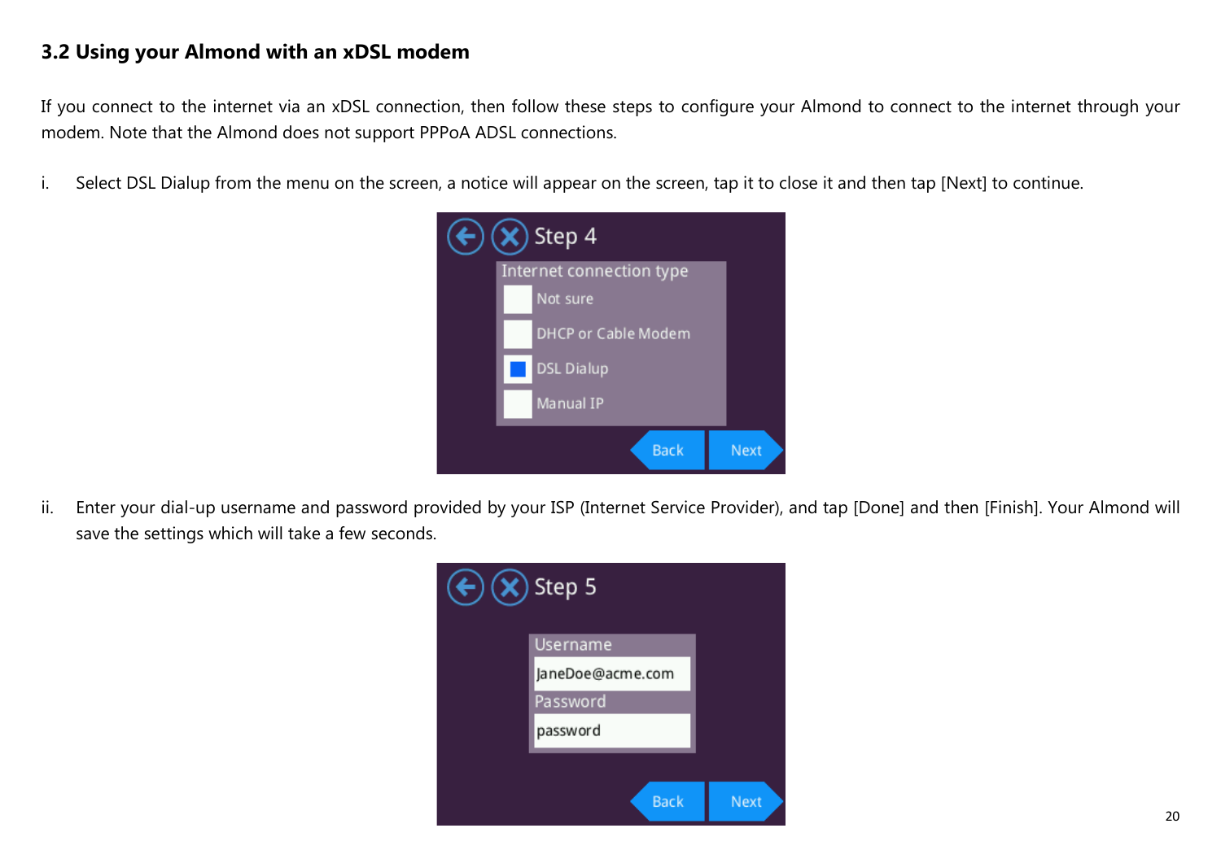### 3.2 Using your Almond with an xDSL modem

If you connect to the internet via an xDSL connection, then follow these steps to configure your Almond to connect to the internet through your modem. Note that the Almond does not support PPPoA ADSL connections.

i. Select DSL Dialup from the menu on the screen, a notice will appear on the screen, tap it to close it and then tap [Next] to continue.

ii. Enter your dial-up username and password provided by your ISP (Internet Service Provider), and tap [Done] and then [Finish]. Your Almond will save the settings which will take a few seconds.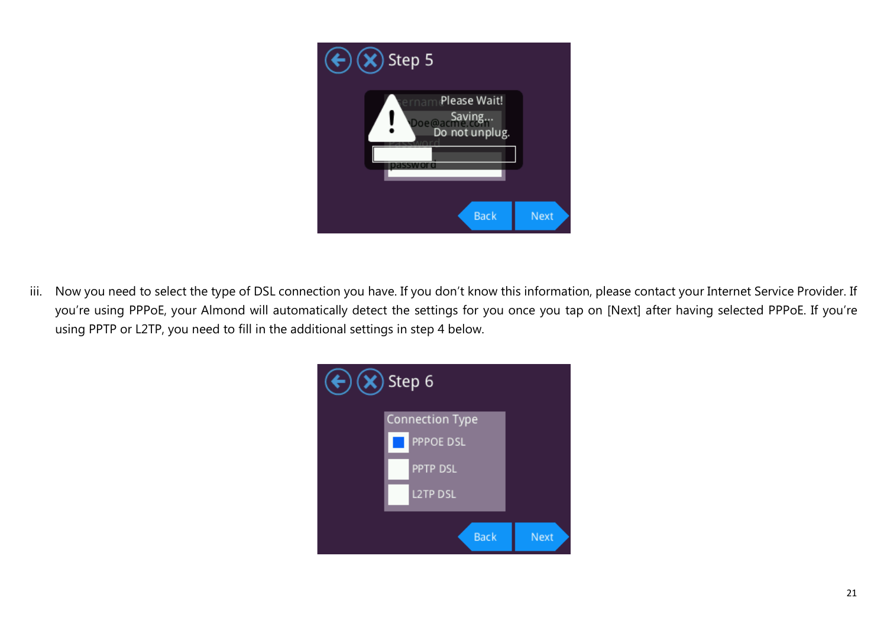iii. Now you need to select the type of DSL connection you have. If you don't know this information, please contact your Internet Service Provider. If you're using PPPoE, your Almond will automatically detect the settings for you once you tap on [Next] after having selected PPPoE. If you're using PPTP or L2TP, you need to fill in the additional settings in step 4 below.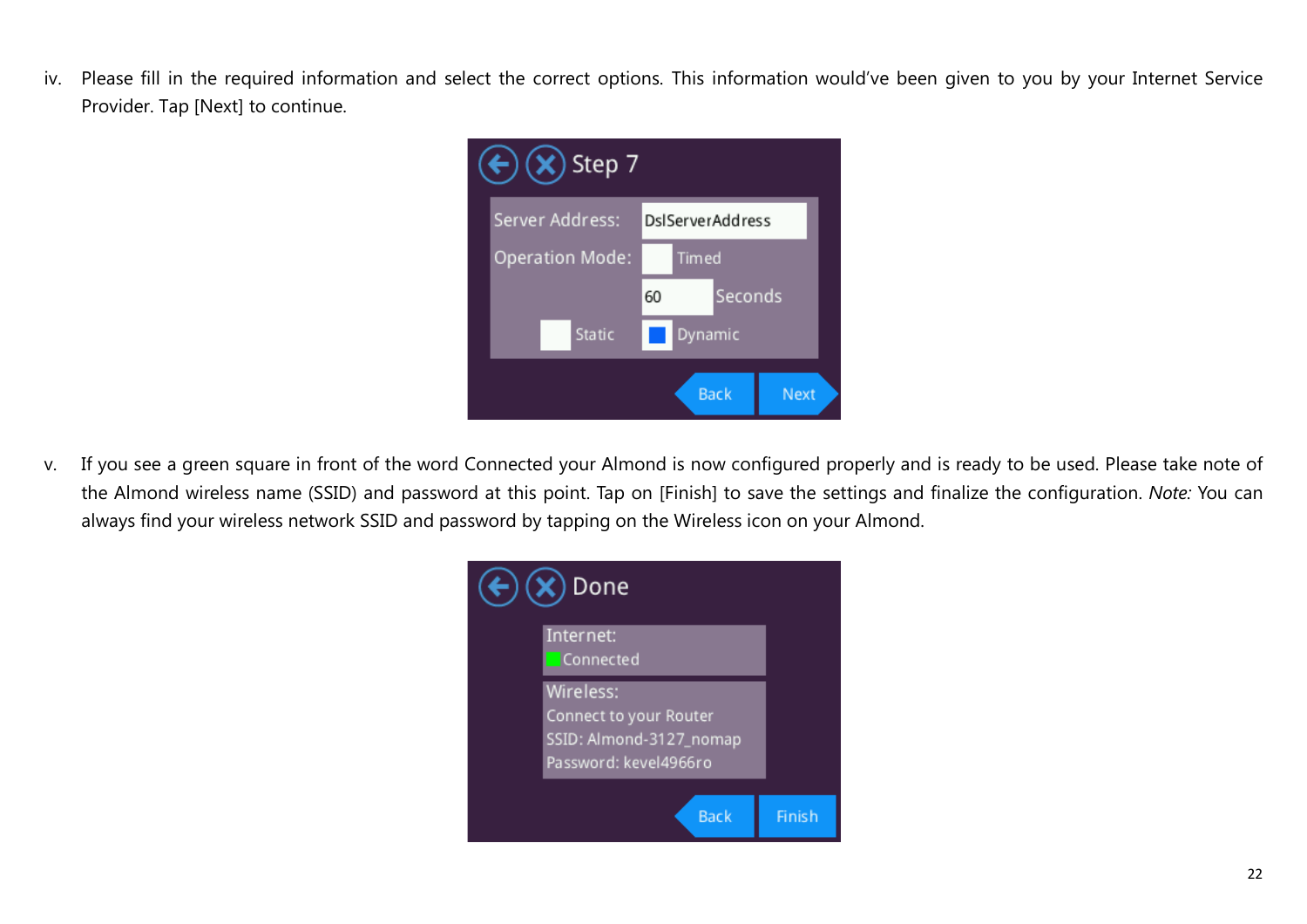iv. Please fill in the required information and select the correct options. This information would've been given to you by your Internet Service Provider. Tap [Next] to continue.

v. If you see a green square in front of the word Connected your Almond is now configured properly and is ready to be used. Please take note of the Almond wireless name (SSID) and password at this point. Tap on [Finish] to save the settings and finalize the configuration. *Note:* You can always find your wireless network SSID and password by tapping on the Wireless icon on your Almond.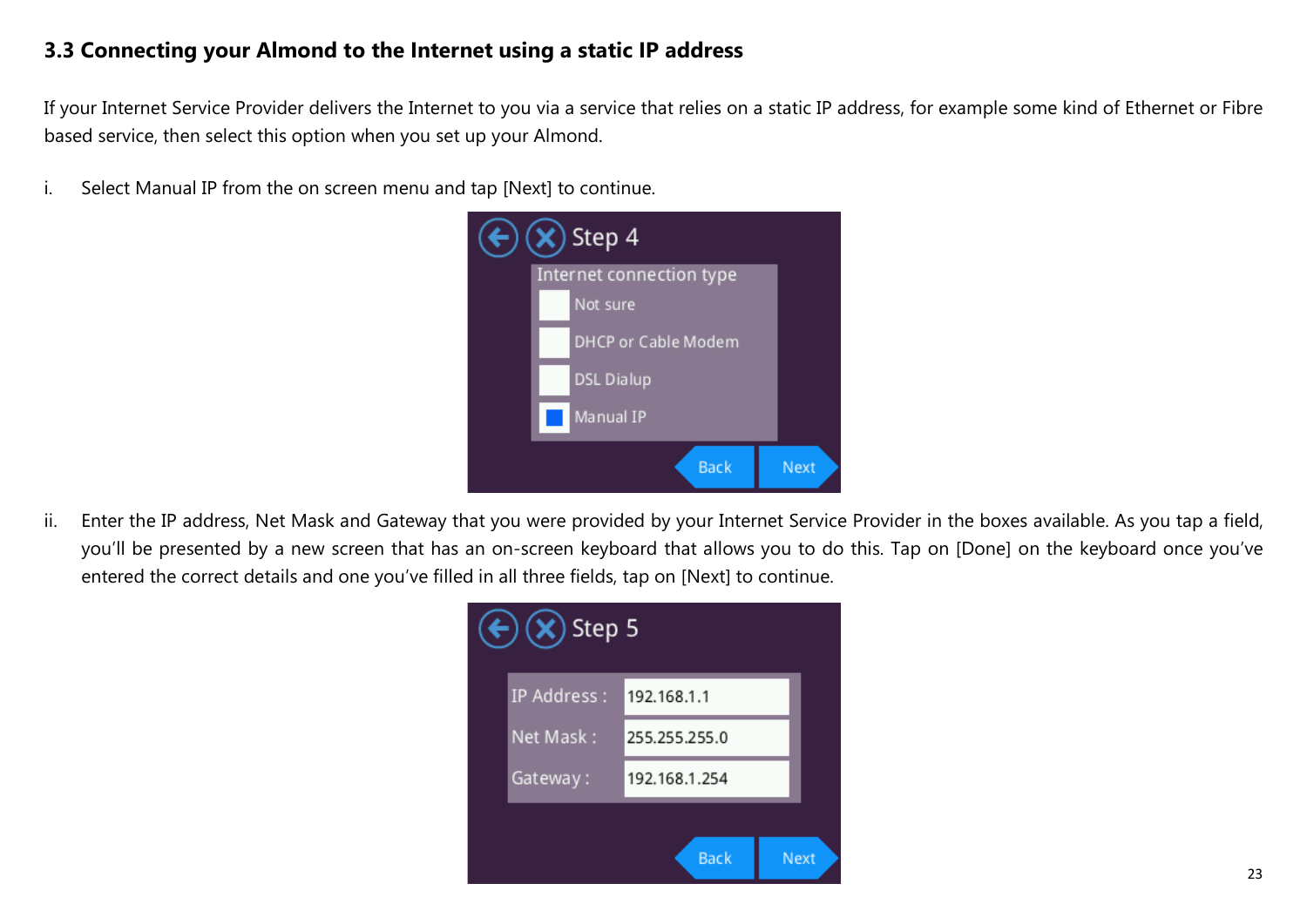### 3.3 Connecting your Almond to the Internet using a static IP address

If your Internet Service Provider delivers the Internet to you via a service that relies on a static IP address, for example some kind of Ethernet or Fibre based service, then select this option when you set up your Almond.

i. Select Manual IP from the on screen menu and tap [Next] to continue.

ii. Enter the IP address, Net Mask and Gateway that you were provided by your Internet Service Provider in the boxes available. As you tap a field, you'll be presented by a new screen that has an on-screen keyboard that allows you to do this. Tap on [Done] on the keyboard once you've entered the correct details and one you've filled in all three fields, tap on [Next] to continue.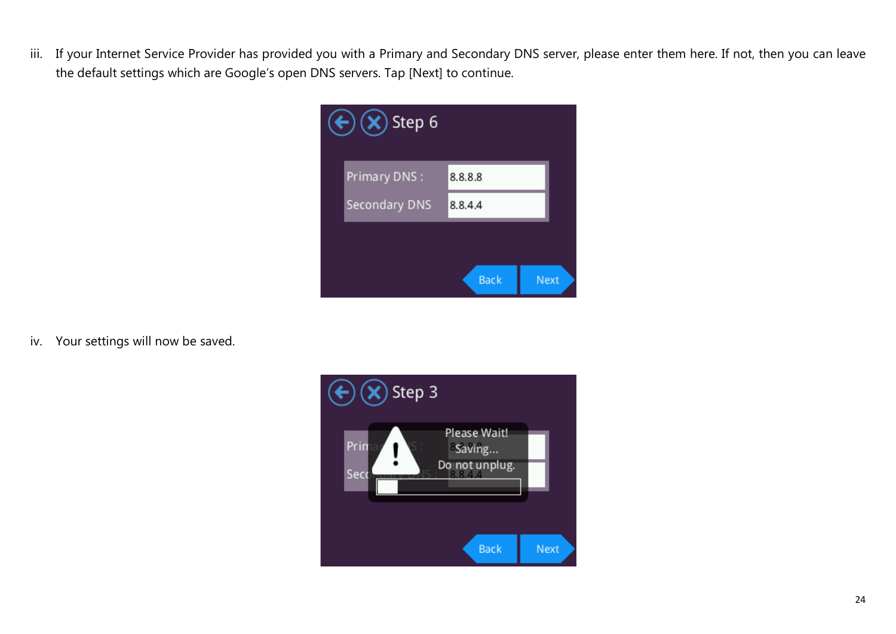iii. If your Internet Service Provider has provided you with a Primary and Secondary DNS server, please enter them here. If not, then you can leave the default settings which are Google's open DNS servers. Tap [Next] to continue.

iv. Your settings will now be saved.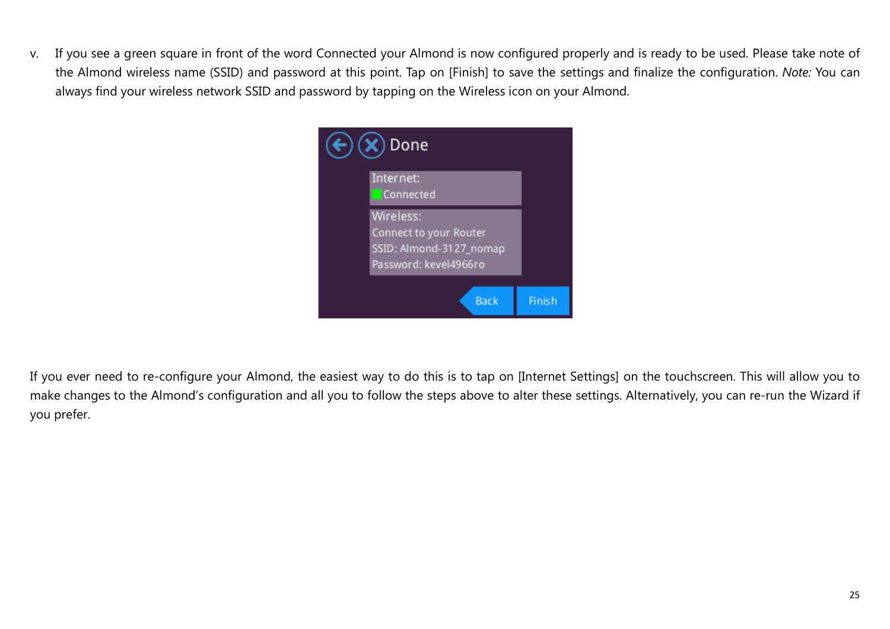v. If you see a green square in front of the word Connected your Almond is now configured properly and is ready to be used. Please take note of the Almond wireless name (SSID) and password at this point. Tap on [Finish] to save the settings and finalize the configuration. *Note:* You can always find your wireless network SSID and password by tapping on the Wireless icon on your Almond.

If you ever need to re-configure your Almond, the easiest way to do this is to tap on [Internet Settings] on the touchscreen. This will allow you to make changes to the Almond's configuration and all you to follow the steps above to alter these settings. Alternatively, you can re-run the Wizard if you prefer.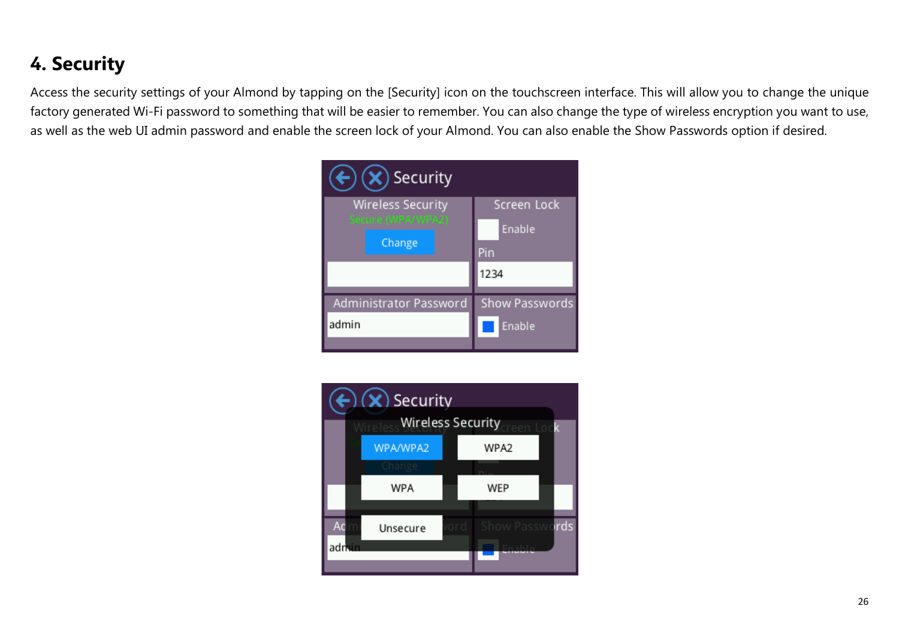# 4. Security

Access the security settings of your Almond by tapping on the [Security] icon on the touchscreen interface. This will allow you to change the unique factory generated Wi-Fi password to something that will be easier to remember. You can also change the type of wireless encryption you want to use, as well as the web UI admin password and enable the screen lock of your Almond. You can also enable the Show Passwords option if desired.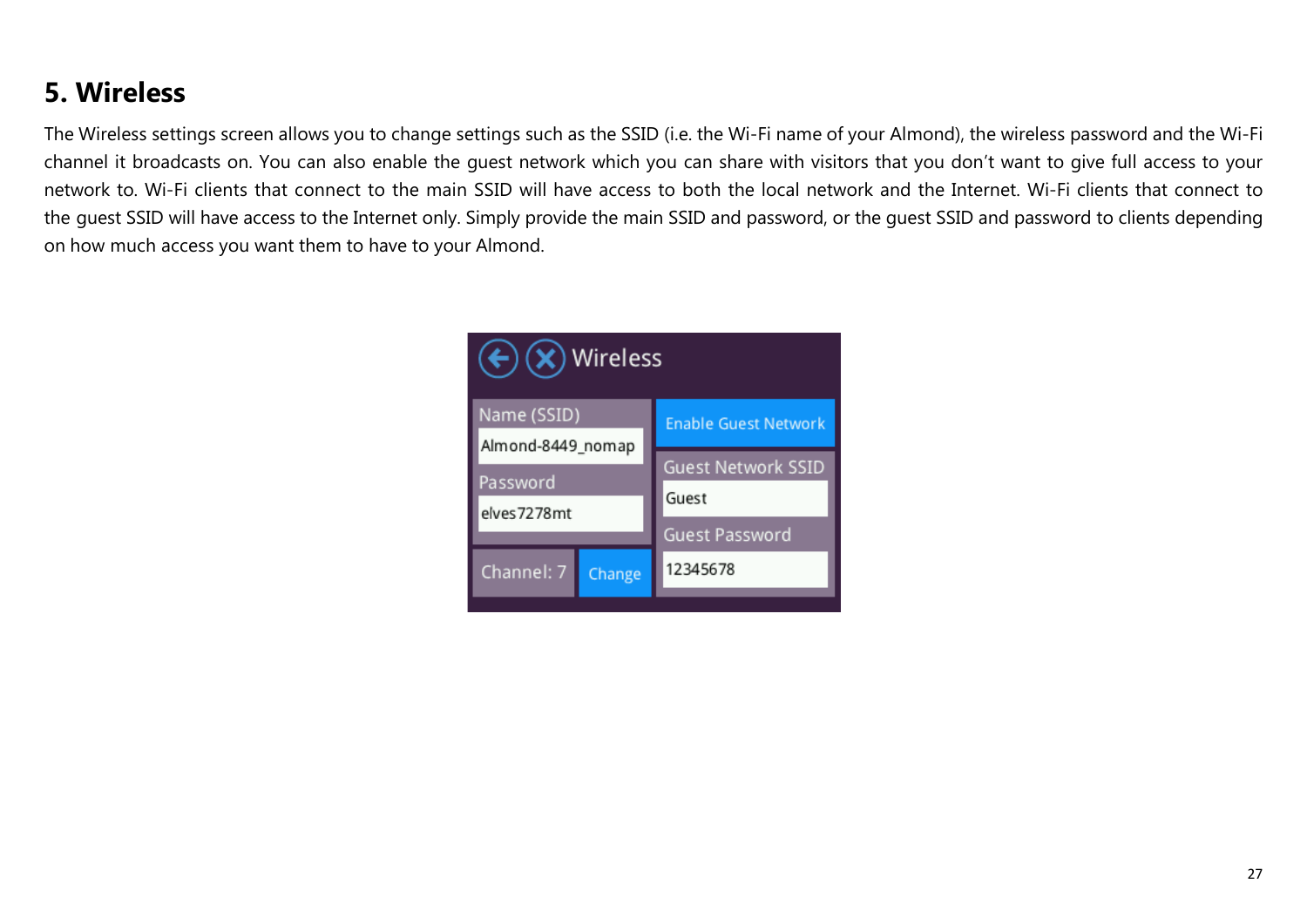## 5. Wireless

The Wireless settings screen allows you to change settings such as the SSID (i.e. the Wi-Fi name of your Almond), the wireless password and the Wi-Fi channel it broadcasts on. You can also enable the guest network which you can share with visitors that you don't want to give full access to your network to. Wi-Fi clients that connect to the main SSID will have access to both the local network and the Internet. Wi-Fi clients that connect to the guest SSID will have access to the Internet only. Simply provide the main SSID and password, or the guest SSID and password to clients depending on how much access you want them to have to your Almond.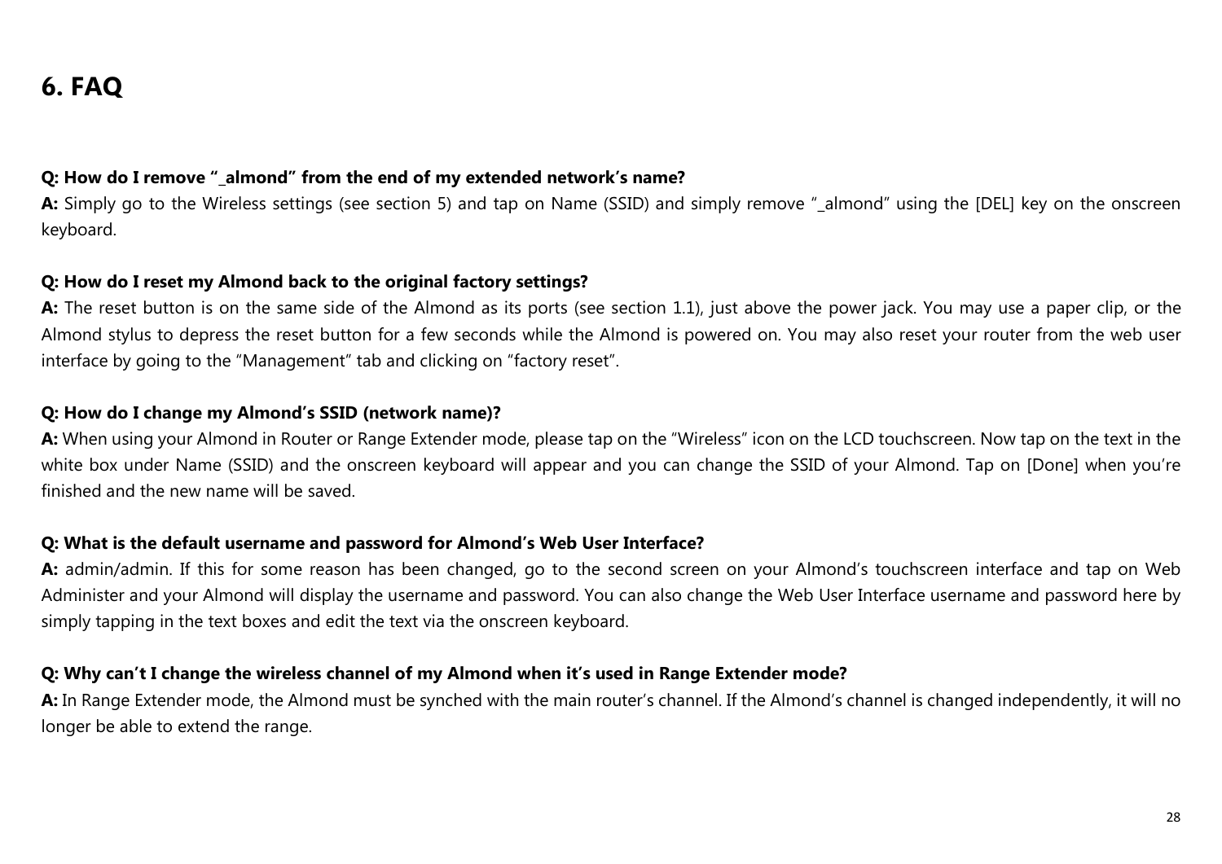# 6. FAQ

**Q: How do I remove "_almond" from the end of my extended network's name?**
**A:** Simply go to the Wireless settings (see section 5) and tap on Name (SSID) and simply remove "_almond" using the [DEL] key on the onscreen keyboard.

**Q: How do I reset my Almond back to the original factory settings?**
**A:** The reset button is on the same side of the Almond as its ports (see section 1.1), just above the power jack. You may use a paper clip, or the Almond stylus to depress the reset button for a few seconds while the Almond is powered on. You may also reset your router from the web user interface by going to the "Management" tab and clicking on "factory reset".

**Q: How do I change my Almond's SSID (network name)?**
**A:** When using your Almond in Router or Range Extender mode, please tap on the "Wireless" icon on the LCD touchscreen. Now tap on the text in the white box under Name (SSID) and the onscreen keyboard will appear and you can change the SSID of your Almond. Tap on [Done] when you're finished and the new name will be saved.

**Q: What is the default username and password for Almond's Web User Interface?**
**A:** admin/admin. If this for some reason has been changed, go to the second screen on your Almond's touchscreen interface and tap on Web Administer and your Almond will display the username and password. You can also change the Web User Interface username and password here by simply tapping in the text boxes and edit the text via the onscreen keyboard.

**Q: Why can't I change the wireless channel of my Almond when it's used in Range Extender mode?**
**A:** In Range Extender mode, the Almond must be synched with the main router's channel. If the Almond's channel is changed independently, it will no longer be able to extend the range.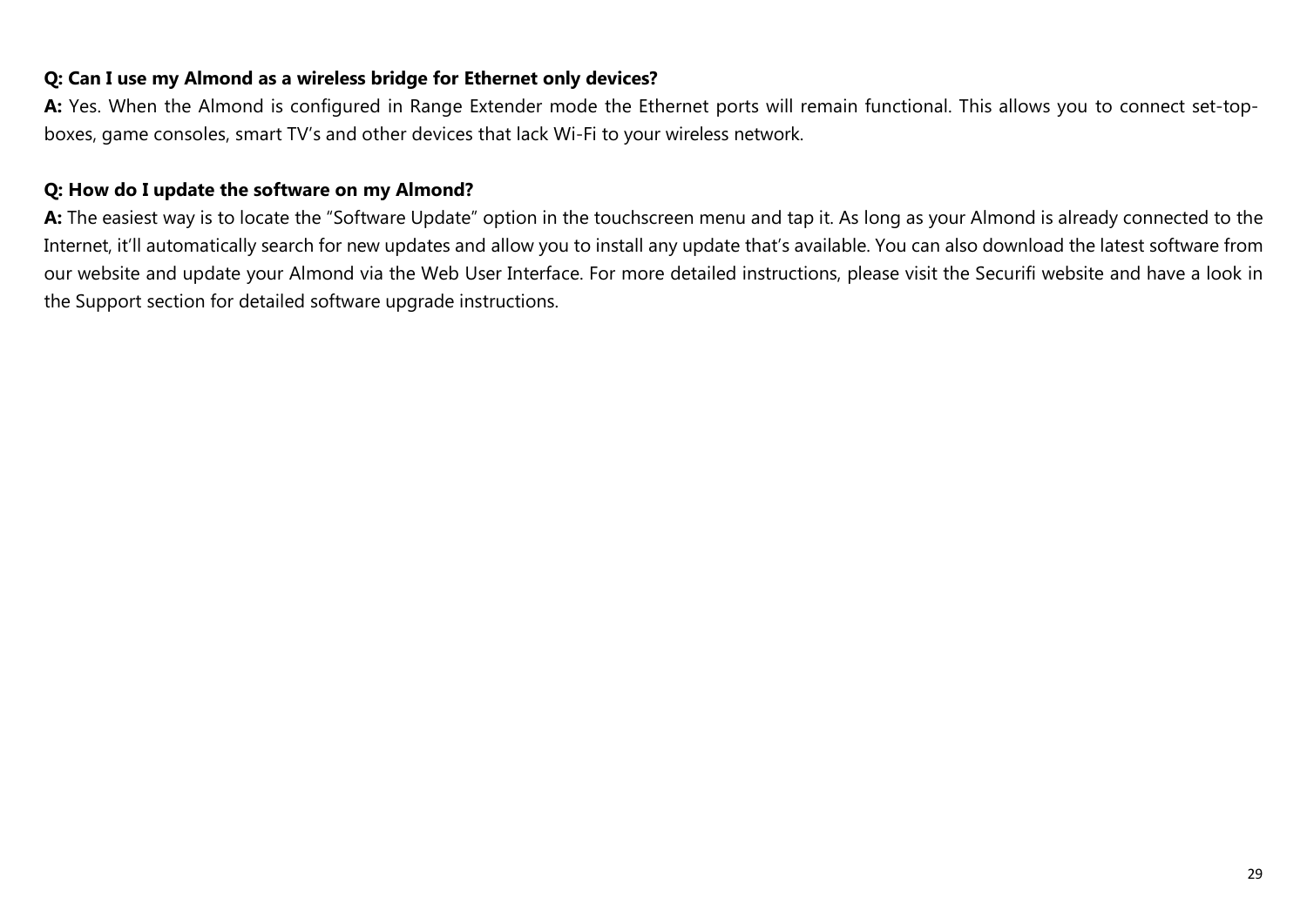**Q: Can I use my Almond as a wireless bridge for Ethernet only devices?**

**A:** Yes. When the Almond is configured in Range Extender mode the Ethernet ports will remain functional. This allows you to connect set-top-boxes, game consoles, smart TV's and other devices that lack Wi-Fi to your wireless network.

**Q: How do I update the software on my Almond?**

**A:** The easiest way is to locate the "Software Update" option in the touchscreen menu and tap it. As long as your Almond is already connected to the Internet, it'll automatically search for new updates and allow you to install any update that's available. You can also download the latest software from our website and update your Almond via the Web User Interface. For more detailed instructions, please visit the Securifi website and have a look in the Support section for detailed software upgrade instructions.